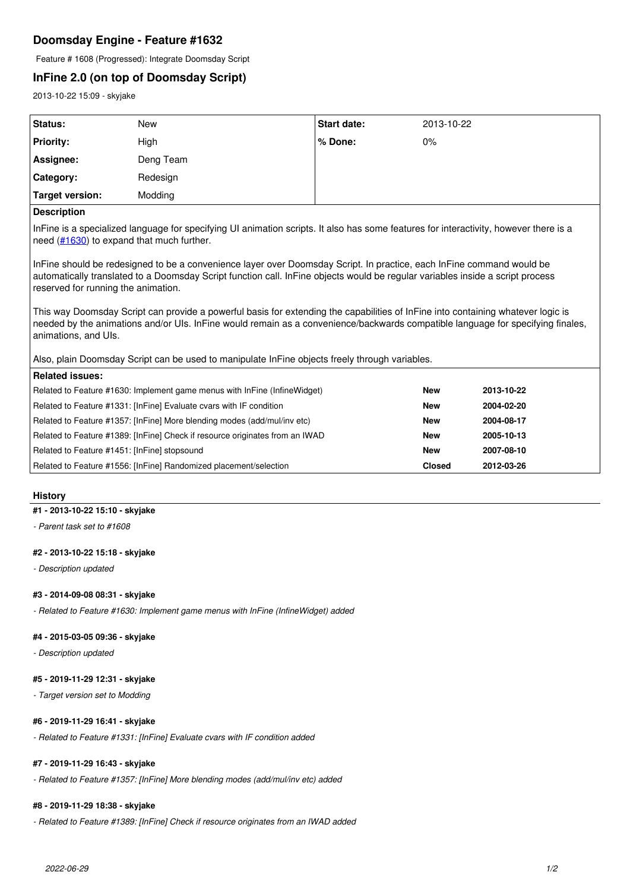# Doomsday Engine - Feature #1632

Feature # 1608 (Progressed): Integrate Doomsday Script

## InFine 2.0 (on top of Doomsday Script)

2013-10-22 15:09 - skyjake

| | | | |
|---|---|---|---|
| **Status:** | New | **Start date:** | 2013-10-22 |
| **Priority:** | High | **% Done:** | 0% |
| **Assignee:** | Deng Team | | |
| **Category:** | Redesign | | |
| **Target version:** | Modding | | |

**Description**

InFine is a specialized language for specifying UI animation scripts. It also has some features for interactivity, however there is a need (#1630) to expand that much further.

InFine should be redesigned to be a convenience layer over Doomsday Script. In practice, each InFine command would be automatically translated to a Doomsday Script function call. InFine objects would be regular variables inside a script process reserved for running the animation.

This way Doomsday Script can provide a powerful basis for extending the capabilities of InFine into containing whatever logic is needed by the animations and/or UIs. InFine would remain as a convenience/backwards compatible language for specifying finales, animations, and UIs.

Also, plain Doomsday Script can be used to manipulate InFine objects freely through variables.

**Related issues:**

| | | |
|---|---|---|
| Related to Feature #1630: Implement game menus with InFine (InfineWidget) | **New** | **2013-10-22** |
| Related to Feature #1331: [InFine] Evaluate cvars with IF condition | **New** | **2004-02-20** |
| Related to Feature #1357: [InFine] More blending modes (add/mul/inv etc) | **New** | **2004-08-17** |
| Related to Feature #1389: [InFine] Check if resource originates from an IWAD | **New** | **2005-10-13** |
| Related to Feature #1451: [InFine] stopsound | **New** | **2007-08-10** |
| Related to Feature #1556: [InFine] Randomized placement/selection | **Closed** | **2012-03-26** |

### History

**#1 - 2013-10-22 15:10 - skyjake**

*- Parent task set to #1608*

**#2 - 2013-10-22 15:18 - skyjake**

*- Description updated*

**#3 - 2014-09-08 08:31 - skyjake**

*- Related to Feature #1630: Implement game menus with InFine (InfineWidget) added*

**#4 - 2015-03-05 09:36 - skyjake**

*- Description updated*

**#5 - 2019-11-29 12:31 - skyjake**

*- Target version set to Modding*

**#6 - 2019-11-29 16:41 - skyjake**

*- Related to Feature #1331: [InFine] Evaluate cvars with IF condition added*

**#7 - 2019-11-29 16:43 - skyjake**

*- Related to Feature #1357: [InFine] More blending modes (add/mul/inv etc) added*

**#8 - 2019-11-29 18:38 - skyjake**

*- Related to Feature #1389: [InFine] Check if resource originates from an IWAD added*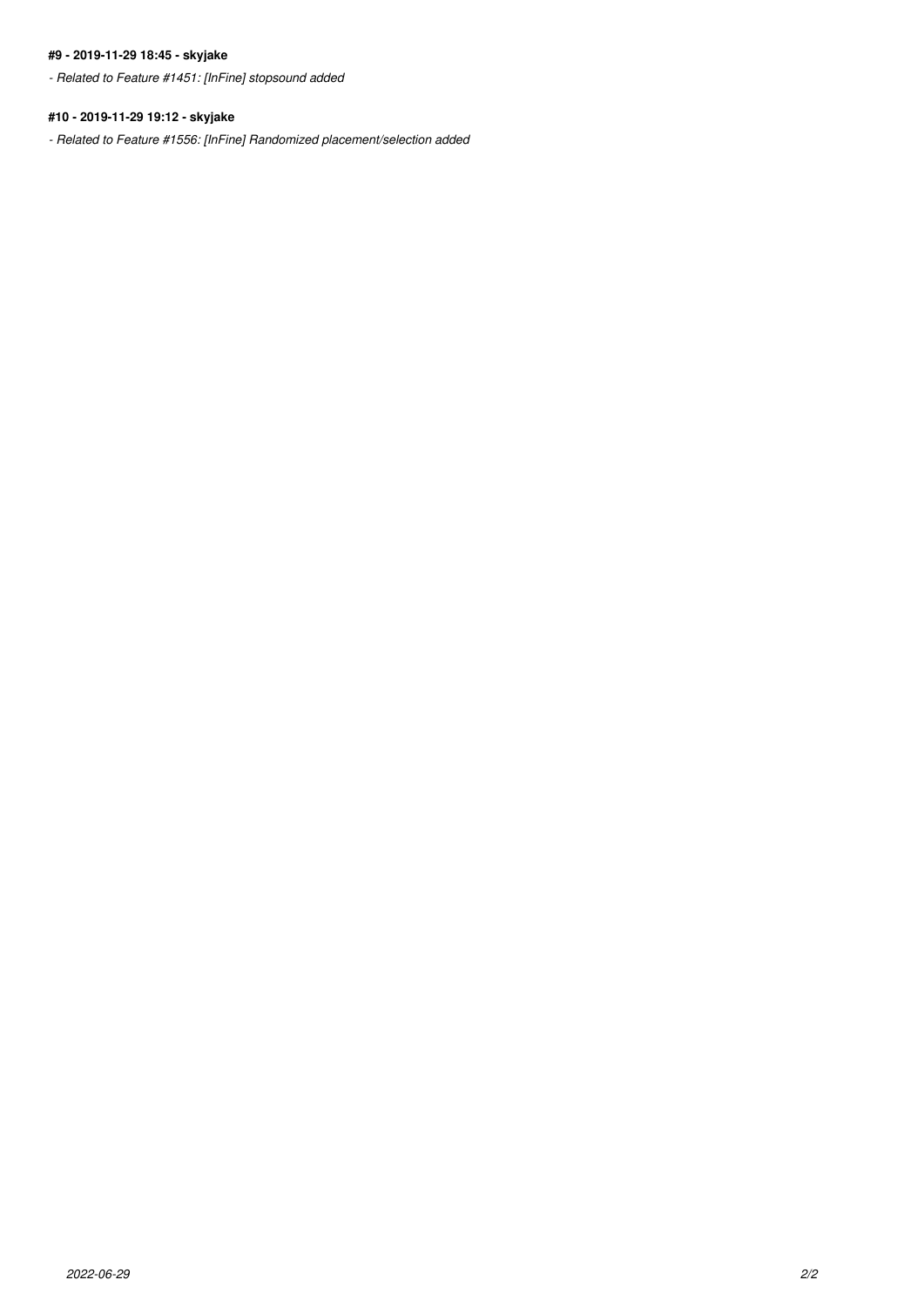**#9 - 2019-11-29 18:45 - skyjake**

*- Related to Feature #1451: [InFine] stopsound added*

**#10 - 2019-11-29 19:12 - skyjake**

*- Related to Feature #1556: [InFine] Randomized placement/selection added*